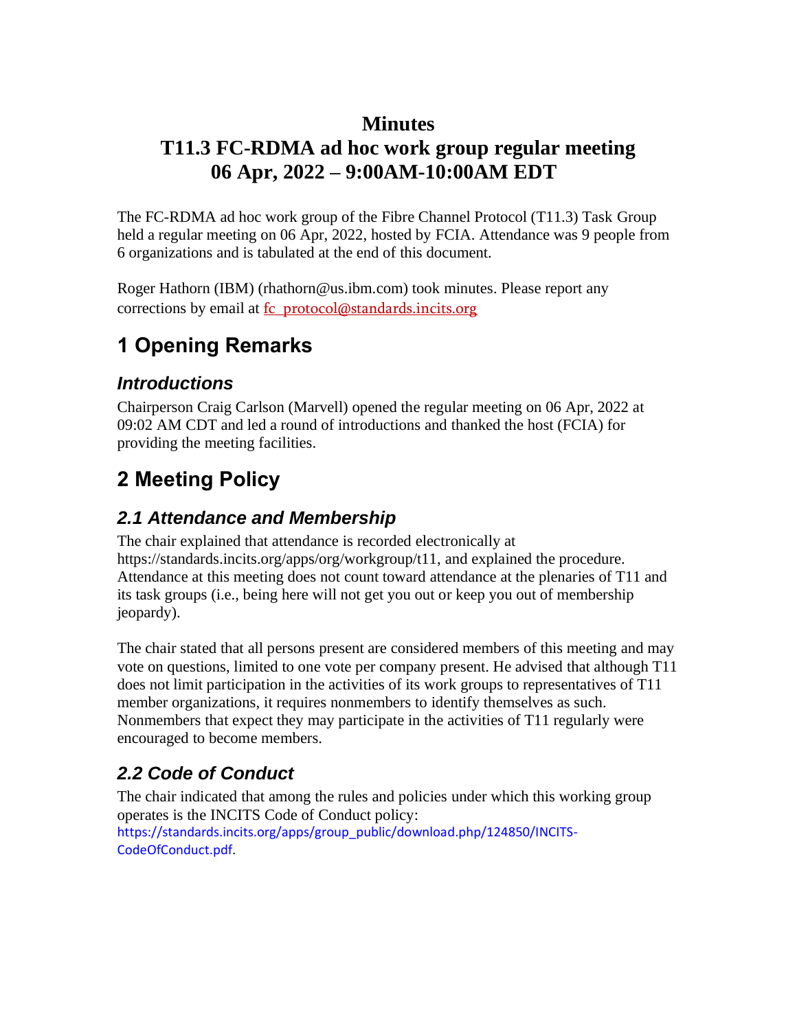# Minutes

# T11.3 FC-RDMA ad hoc work group regular meeting 06 Apr, 2022 – 9:00AM-10:00AM EDT

The FC-RDMA ad hoc work group of the Fibre Channel Protocol (T11.3) Task Group held a regular meeting on 06 Apr, 2022, hosted by FCIA. Attendance was 9 people from 6 organizations and is tabulated at the end of this document.

Roger Hathorn (IBM) (rhathorn@us.ibm.com) took minutes. Please report any corrections by email at fc_protocol@standards.incits.org

# 1 Opening Remarks

## *Introductions*

Chairperson Craig Carlson (Marvell) opened the regular meeting on 06 Apr, 2022 at 09:02 AM CDT and led a round of introductions and thanked the host (FCIA) for providing the meeting facilities.

# 2 Meeting Policy

## *2.1 Attendance and Membership*

The chair explained that attendance is recorded electronically at https://standards.incits.org/apps/org/workgroup/t11, and explained the procedure. Attendance at this meeting does not count toward attendance at the plenaries of T11 and its task groups (i.e., being here will not get you out or keep you out of membership jeopardy).

The chair stated that all persons present are considered members of this meeting and may vote on questions, limited to one vote per company present. He advised that although T11 does not limit participation in the activities of its work groups to representatives of T11 member organizations, it requires nonmembers to identify themselves as such. Nonmembers that expect they may participate in the activities of T11 regularly were encouraged to become members.

## *2.2 Code of Conduct*

The chair indicated that among the rules and policies under which this working group operates is the INCITS Code of Conduct policy: https://standards.incits.org/apps/group_public/download.php/124850/INCITS-CodeOfConduct.pdf.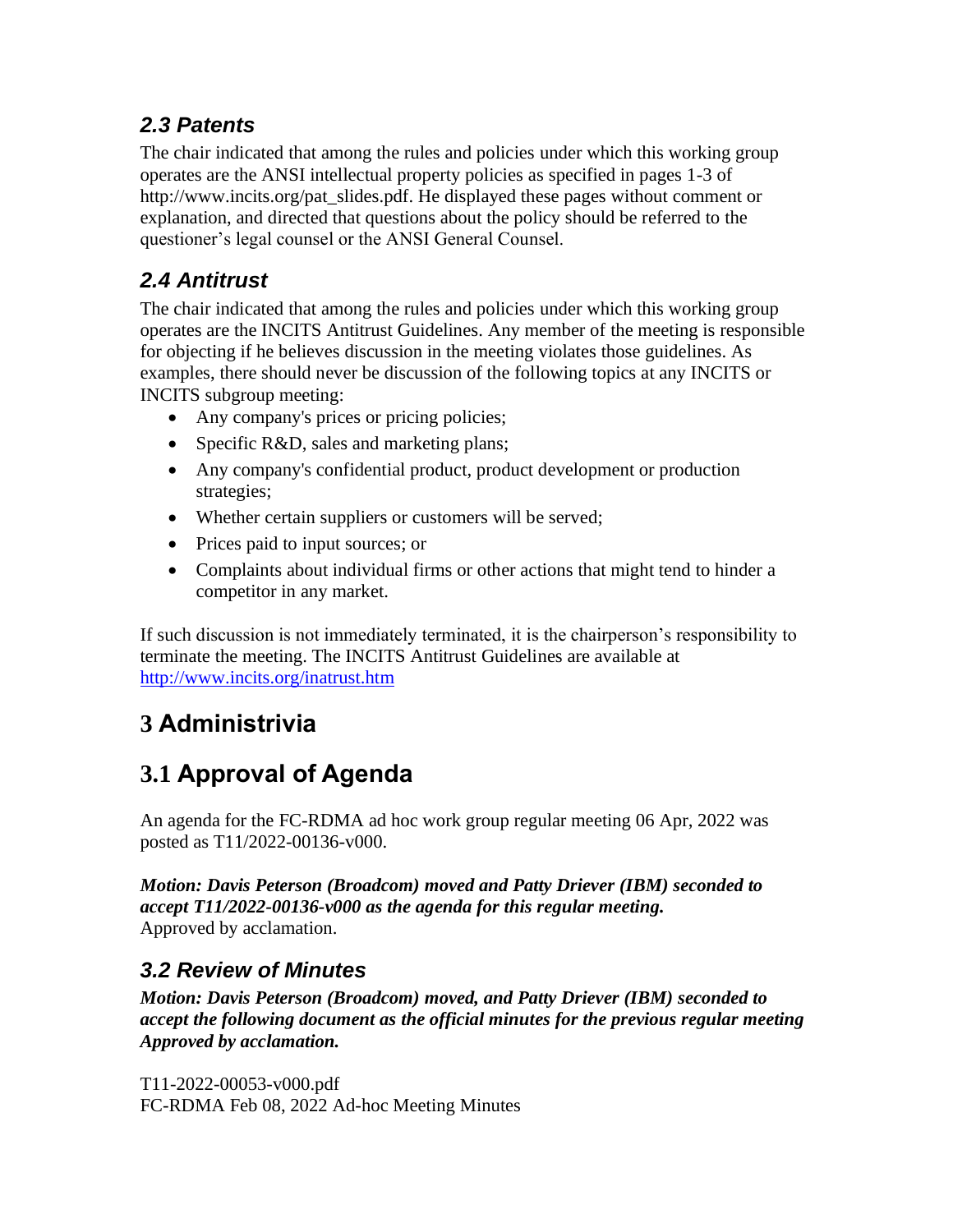### *2.3 Patents*

The chair indicated that among the rules and policies under which this working group operates are the ANSI intellectual property policies as specified in pages 1-3 of http://www.incits.org/pat_slides.pdf. He displayed these pages without comment or explanation, and directed that questions about the policy should be referred to the questioner's legal counsel or the ANSI General Counsel.

### *2.4 Antitrust*

The chair indicated that among the rules and policies under which this working group operates are the INCITS Antitrust Guidelines. Any member of the meeting is responsible for objecting if he believes discussion in the meeting violates those guidelines. As examples, there should never be discussion of the following topics at any INCITS or INCITS subgroup meeting:

- Any company's prices or pricing policies;
- Specific R&D, sales and marketing plans;
- Any company's confidential product, product development or production strategies;
- Whether certain suppliers or customers will be served;
- Prices paid to input sources; or
- Complaints about individual firms or other actions that might tend to hinder a competitor in any market.

If such discussion is not immediately terminated, it is the chairperson's responsibility to terminate the meeting. The INCITS Antitrust Guidelines are available at http://www.incits.org/inatrust.htm

# 3 Administrivia

## 3.1 Approval of Agenda

An agenda for the FC-RDMA ad hoc work group regular meeting 06 Apr, 2022 was posted as T11/2022-00136-v000.

***Motion: Davis Peterson (Broadcom) moved and Patty Driever (IBM) seconded to accept T11/2022-00136-v000 as the agenda for this regular meeting.***
Approved by acclamation.

### *3.2 Review of Minutes*

***Motion: Davis Peterson (Broadcom) moved, and Patty Driever (IBM) seconded to accept the following document as the official minutes for the previous regular meeting Approved by acclamation.***

T11-2022-00053-v000.pdf
FC-RDMA Feb 08, 2022 Ad-hoc Meeting Minutes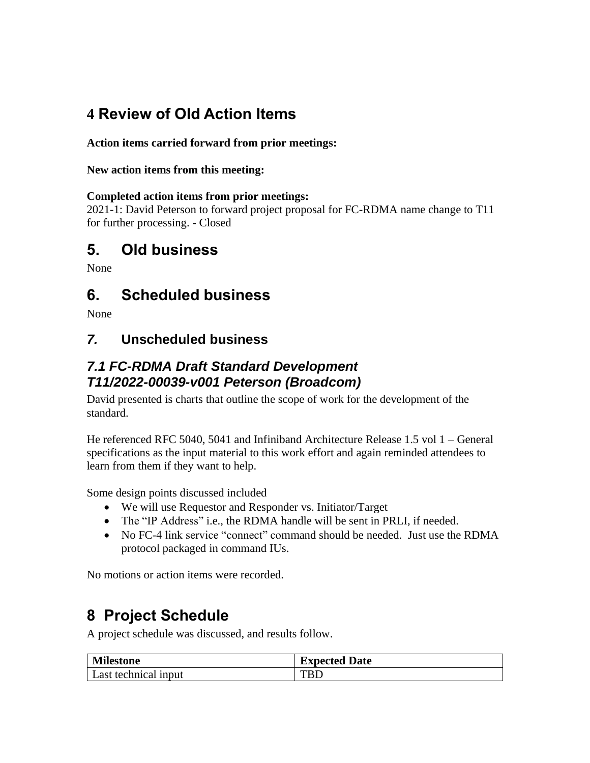## 4 Review of Old Action Items

**Action items carried forward from prior meetings:**

**New action items from this meeting:**

**Completed action items from prior meetings:**
2021-1: David Peterson to forward project proposal for FC-RDMA name change to T11 for further processing. - Closed

## 5. Old business

None

## 6. Scheduled business

None

### *7.* Unscheduled business

### *7.1 FC-RDMA Draft Standard Development T11/2022-00039-v001 Peterson (Broadcom)*

David presented is charts that outline the scope of work for the development of the standard.

He referenced RFC 5040, 5041 and Infiniband Architecture Release 1.5 vol 1 – General specifications as the input material to this work effort and again reminded attendees to learn from them if they want to help.

Some design points discussed included

- We will use Requestor and Responder vs. Initiator/Target
- The "IP Address" i.e., the RDMA handle will be sent in PRLI, if needed.
- No FC-4 link service "connect" command should be needed. Just use the RDMA protocol packaged in command IUs.

No motions or action items were recorded.

## 8 Project Schedule

A project schedule was discussed, and results follow.

| Milestone | Expected Date |
|---|---|
| Last technical input | TBD |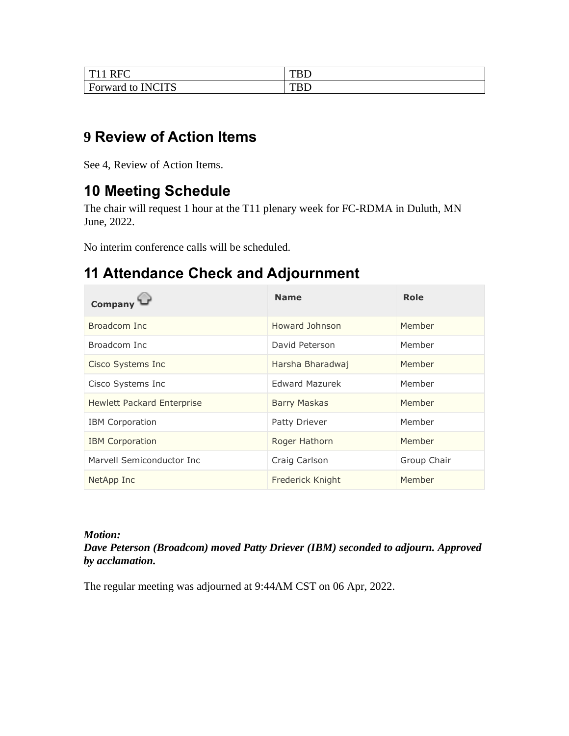| | |
|---|---|
| T11 RFC | TBD |
| Forward to INCITS | TBD |

## 9 Review of Action Items

See 4, Review of Action Items.

## 10 Meeting Schedule

The chair will request 1 hour at the T11 plenary week for FC-RDMA in Duluth, MN June, 2022.

No interim conference calls will be scheduled.

## 11 Attendance Check and Adjournment

| Company | Name | Role |
|---|---|---|
| Broadcom Inc | Howard Johnson | Member |
| Broadcom Inc | David Peterson | Member |
| Cisco Systems Inc | Harsha Bharadwaj | Member |
| Cisco Systems Inc | Edward Mazurek | Member |
| Hewlett Packard Enterprise | Barry Maskas | Member |
| IBM Corporation | Patty Driever | Member |
| IBM Corporation | Roger Hathorn | Member |
| Marvell Semiconductor Inc | Craig Carlson | Group Chair |
| NetApp Inc | Frederick Knight | Member |

***Motion:***
***Dave Peterson (Broadcom) moved Patty Driever (IBM) seconded to adjourn. Approved by acclamation.***

The regular meeting was adjourned at 9:44AM CST on 06 Apr, 2022.